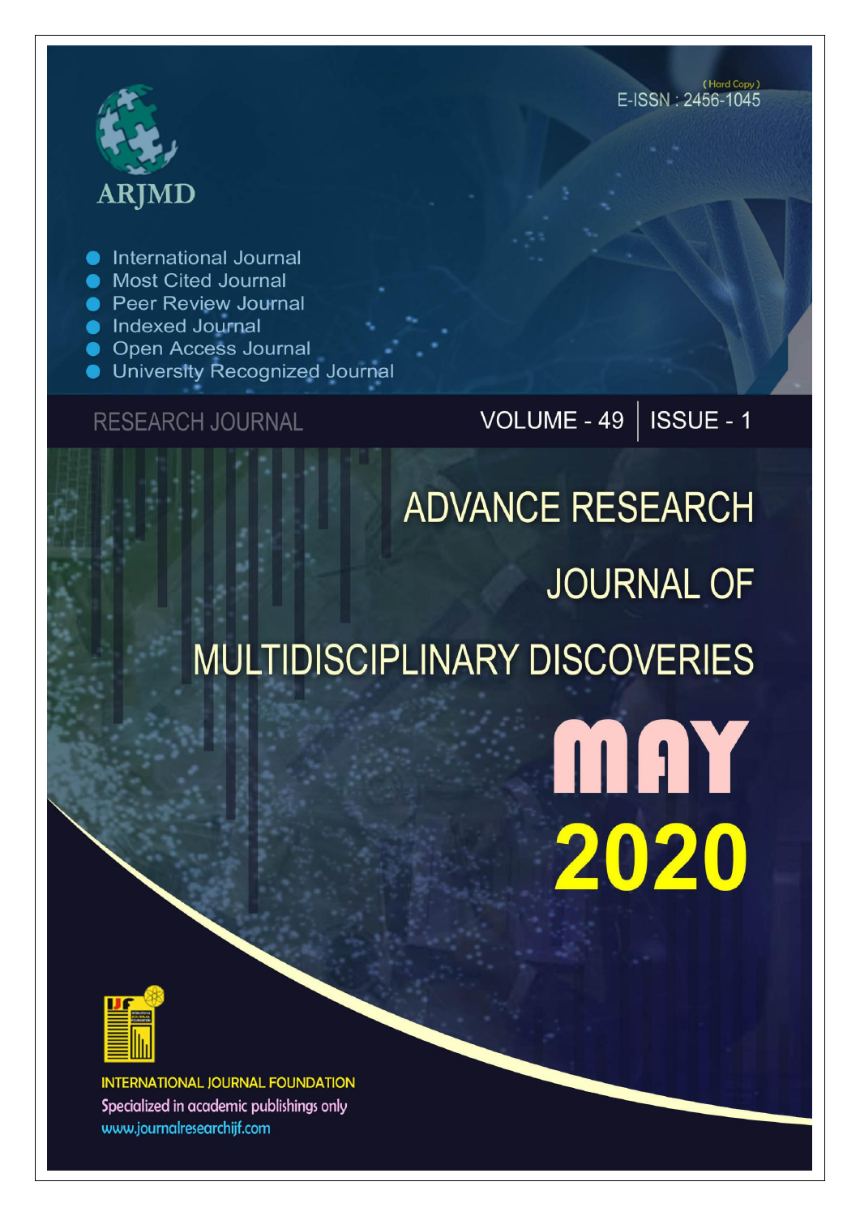ARJMD

(Hard Copy)
E-ISSN : 2456-1045

- International Journal
- Most Cited Journal
- Peer Review Journal
- Indexed Journal
- Open Access Journal
- University Recognized Journal

RESEARCH JOURNAL

VOLUME - 49 | ISSUE - 1

# ADVANCE RESEARCH JOURNAL OF MULTIDISCIPLINARY DISCOVERIES

## MAY 2020

INTERNATIONAL JOURNAL FOUNDATION

Specialized in academic publishings only

www.journalresearchijf.com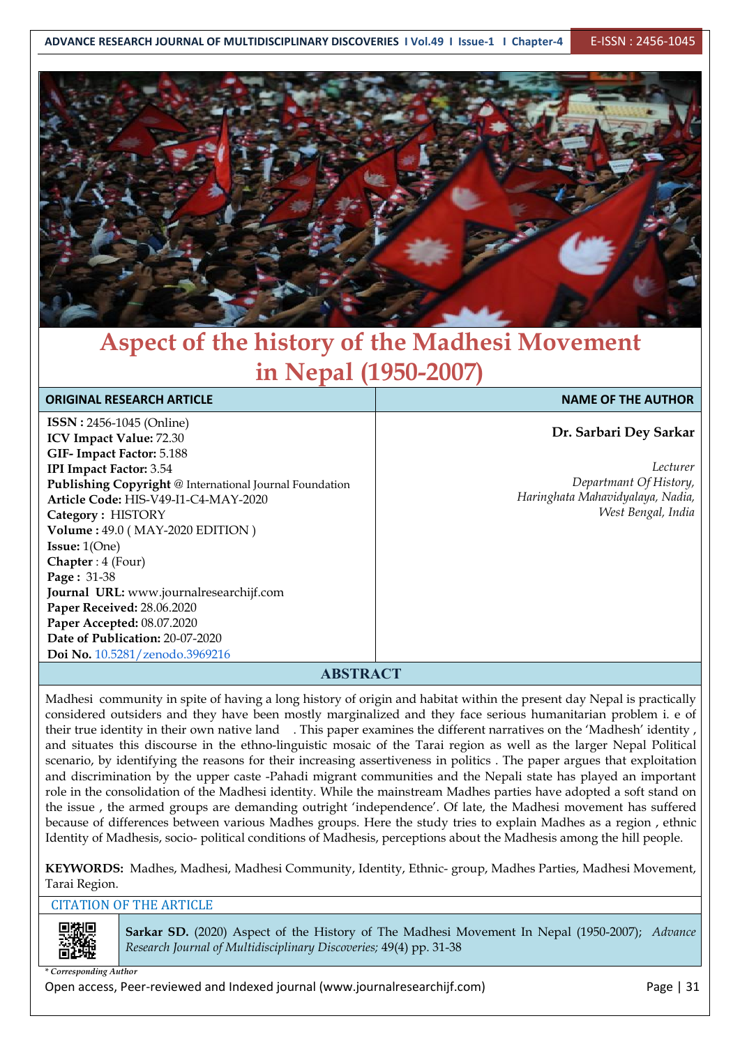# Aspect of the history of the Madhesi Movement in Nepal (1950-2007)

| ORIGINAL RESEARCH ARTICLE | NAME OF THE AUTHOR |
|---|---|
| **ISSN :** 2456-1045 (Online)<br>**ICV Impact Value:** 72.30<br>**GIF- Impact Factor:** 5.188<br>**IPI Impact Factor:** 3.54<br>**Publishing Copyright** @ International Journal Foundation<br>**Article Code:** HIS-V49-I1-C4-MAY-2020<br>**Category :** HISTORY<br>**Volume :** 49.0 ( MAY-2020 EDITION )<br>**Issue:** 1(One)<br>**Chapter** : 4 (Four)<br>**Page :** 31-38<br>**Journal URL:** www.journalresearchijf.com<br>**Paper Received:** 28.06.2020<br>**Paper Accepted:** 08.07.2020<br>**Date of Publication:** 20-07-2020<br>**Doi No.** 10.5281/zenodo.3969216 | **Dr. Sarbari Dey Sarkar**<br><br>*Lecturer*<br>*Departmant Of History,*<br>*Haringhata Mahavidyalaya, Nadia,*<br>*West Bengal, India* |

## ABSTRACT

Madhesi community in spite of having a long history of origin and habitat within the present day Nepal is practically considered outsiders and they have been mostly marginalized and they face serious humanitarian problem i. e of their true identity in their own native land . This paper examines the different narratives on the 'Madhesh' identity , and situates this discourse in the ethno-linguistic mosaic of the Tarai region as well as the larger Nepal Political scenario, by identifying the reasons for their increasing assertiveness in politics . The paper argues that exploitation and discrimination by the upper caste -Pahadi migrant communities and the Nepali state has played an important role in the consolidation of the Madhesi identity. While the mainstream Madhes parties have adopted a soft stand on the issue , the armed groups are demanding outright 'independence'. Of late, the Madhesi movement has suffered because of differences between various Madhes groups. Here the study tries to explain Madhes as a region , ethnic Identity of Madhesis, socio- political conditions of Madhesis, perceptions about the Madhesis among the hill people.

**KEYWORDS:** Madhes, Madhesi, Madhesi Community, Identity, Ethnic- group, Madhes Parties, Madhesi Movement, Tarai Region.

CITATION OF THE ARTICLE

**Sarkar SD.** (2020) Aspect of the History of The Madhesi Movement In Nepal (1950-2007); *Advance Research Journal of Multidisciplinary Discoveries;* 49(4) pp. 31-38

*\* Corresponding Author*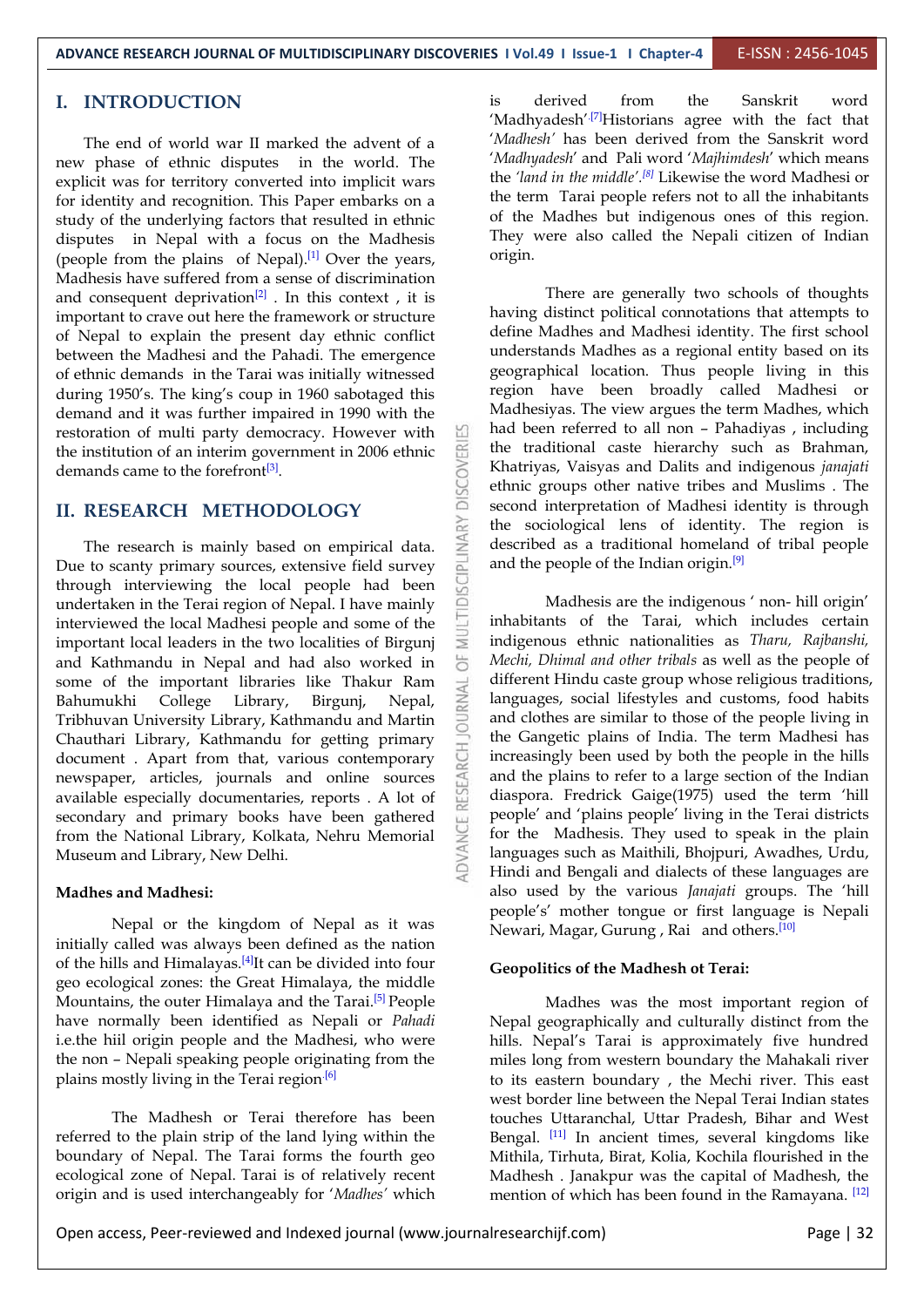## I. INTRODUCTION

The end of world war II marked the advent of a new phase of ethnic disputes in the world. The explicit was for territory converted into implicit wars for identity and recognition. This Paper embarks on a study of the underlying factors that resulted in ethnic disputes in Nepal with a focus on the Madhesis (people from the plains of Nepal).[1] Over the years, Madhesis have suffered from a sense of discrimination and consequent deprivation[2] . In this context , it is important to crave out here the framework or structure of Nepal to explain the present day ethnic conflict between the Madhesi and the Pahadi. The emergence of ethnic demands in the Tarai was initially witnessed during 1950's. The king's coup in 1960 sabotaged this demand and it was further impaired in 1990 with the restoration of multi party democracy. However with the institution of an interim government in 2006 ethnic demands came to the forefront[3].

## II. RESEARCH METHODOLOGY

The research is mainly based on empirical data. Due to scanty primary sources, extensive field survey through interviewing the local people had been undertaken in the Terai region of Nepal. I have mainly interviewed the local Madhesi people and some of the important local leaders in the two localities of Birgunj and Kathmandu in Nepal and had also worked in some of the important libraries like Thakur Ram Bahumukhi College Library, Birgunj, Nepal, Tribhuvan University Library, Kathmandu and Martin Chauthari Library, Kathmandu for getting primary document . Apart from that, various contemporary newspaper, articles, journals and online sources available especially documentaries, reports . A lot of secondary and primary books have been gathered from the National Library, Kolkata, Nehru Memorial Museum and Library, New Delhi.

### Madhes and Madhesi:

Nepal or the kingdom of Nepal as it was initially called was always been defined as the nation of the hills and Himalayas.[4]It can be divided into four geo ecological zones: the Great Himalaya, the middle Mountains, the outer Himalaya and the Tarai.[5] People have normally been identified as Nepali or *Pahadi* i.e.the hiil origin people and the Madhesi, who were the non – Nepali speaking people originating from the plains mostly living in the Terai region[6]

The Madhesh or Terai therefore has been referred to the plain strip of the land lying within the boundary of Nepal. The Tarai forms the fourth geo ecological zone of Nepal. Tarai is of relatively recent origin and is used interchangeably for '*Madhes'* which is derived from the Sanskrit word 'Madhyadesh'.[7]Historians agree with the fact that '*Madhesh'* has been derived from the Sanskrit word '*Madhyadesh*' and Pali word '*Majhimdesh*' which means the *'land in the middle'.[8]* Likewise the word Madhesi or the term Tarai people refers not to all the inhabitants of the Madhes but indigenous ones of this region. They were also called the Nepali citizen of Indian origin.

There are generally two schools of thoughts having distinct political connotations that attempts to define Madhes and Madhesi identity. The first school understands Madhes as a regional entity based on its geographical location. Thus people living in this region have been broadly called Madhesi or Madhesiyas. The view argues the term Madhes, which had been referred to all non – Pahadiyas , including the traditional caste hierarchy such as Brahman, Khatriyas, Vaisyas and Dalits and indigenous *janajati* ethnic groups other native tribes and Muslims . The second interpretation of Madhesi identity is through the sociological lens of identity. The region is described as a traditional homeland of tribal people and the people of the Indian origin.[9]

Madhesis are the indigenous ' non- hill origin' inhabitants of the Tarai, which includes certain indigenous ethnic nationalities as *Tharu, Rajbanshi, Mechi, Dhimal and other tribals* as well as the people of different Hindu caste group whose religious traditions, languages, social lifestyles and customs, food habits and clothes are similar to those of the people living in the Gangetic plains of India. The term Madhesi has increasingly been used by both the people in the hills and the plains to refer to a large section of the Indian diaspora. Fredrick Gaige(1975) used the term 'hill people' and 'plains people' living in the Terai districts for the Madhesis. They used to speak in the plain languages such as Maithili, Bhojpuri, Awadhes, Urdu, Hindi and Bengali and dialects of these languages are also used by the various *Janajati* groups. The 'hill people's' mother tongue or first language is Nepali Newari, Magar, Gurung , Rai and others.[10]

### Geopolitics of the Madhesh ot Terai:

Madhes was the most important region of Nepal geographically and culturally distinct from the hills. Nepal's Tarai is approximately five hundred miles long from western boundary the Mahakali river to its eastern boundary , the Mechi river. This east west border line between the Nepal Terai Indian states touches Uttaranchal, Uttar Pradesh, Bihar and West Bengal. [11] In ancient times, several kingdoms like Mithila, Tirhuta, Birat, Kolia, Kochila flourished in the Madhesh . Janakpur was the capital of Madhesh, the mention of which has been found in the Ramayana. [12]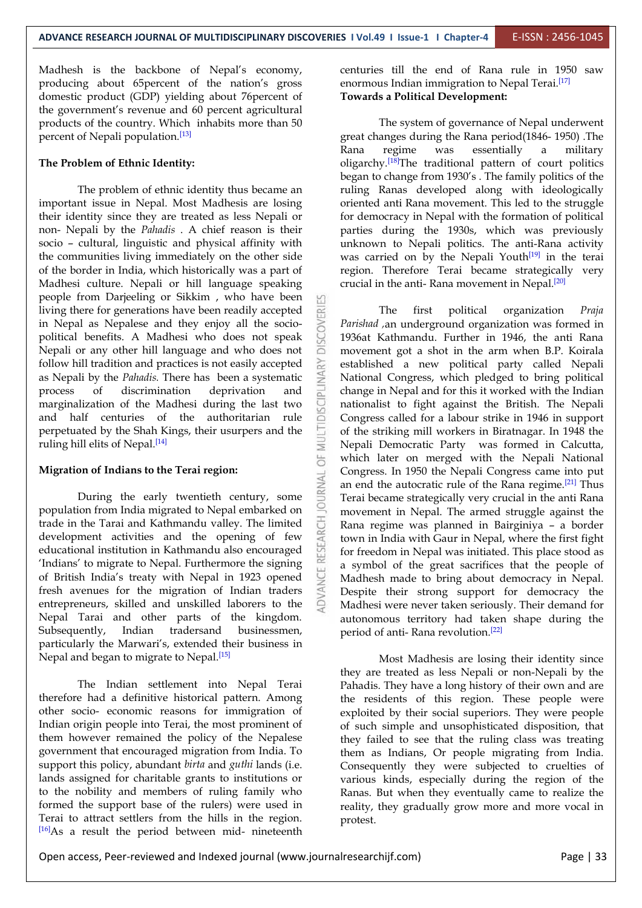Madhesh is the backbone of Nepal's economy, producing about 65percent of the nation's gross domestic product (GDP) yielding about 76percent of the government's revenue and 60 percent agricultural products of the country. Which inhabits more than 50 percent of Nepali population.[13]

**The Problem of Ethnic Identity:**

The problem of ethnic identity thus became an important issue in Nepal. Most Madhesis are losing their identity since they are treated as less Nepali or non- Nepali by the *Pahadis* . A chief reason is their socio – cultural, linguistic and physical affinity with the communities living immediately on the other side of the border in India, which historically was a part of Madhesi culture. Nepali or hill language speaking people from Darjeeling or Sikkim , who have been living there for generations have been readily accepted in Nepal as Nepalese and they enjoy all the socio-political benefits. A Madhesi who does not speak Nepali or any other hill language and who does not follow hill tradition and practices is not easily accepted as Nepali by the *Pahadis.* There has been a systematic process of discrimination deprivation and marginalization of the Madhesi during the last two and half centuries of the authoritarian rule perpetuated by the Shah Kings, their usurpers and the ruling hill elits of Nepal.[14]

**Migration of Indians to the Terai region:**

During the early twentieth century, some population from India migrated to Nepal embarked on trade in the Tarai and Kathmandu valley. The limited development activities and the opening of few educational institution in Kathmandu also encouraged 'Indians' to migrate to Nepal. Furthermore the signing of British India's treaty with Nepal in 1923 opened fresh avenues for the migration of Indian traders entrepreneurs, skilled and unskilled laborers to the Nepal Tarai and other parts of the kingdom. Subsequently, Indian tradersand businessmen, particularly the Marwari's, extended their business in Nepal and began to migrate to Nepal.[15]

The Indian settlement into Nepal Terai therefore had a definitive historical pattern. Among other socio- economic reasons for immigration of Indian origin people into Terai, the most prominent of them however remained the policy of the Nepalese government that encouraged migration from India. To support this policy, abundant *birta* and *guthi* lands (i.e. lands assigned for charitable grants to institutions or to the nobility and members of ruling family who formed the support base of the rulers) were used in Terai to attract settlers from the hills in the region. [16]As a result the period between mid- nineteenth centuries till the end of Rana rule in 1950 saw enormous Indian immigration to Nepal Terai.[17]

**Towards a Political Development:**

The system of governance of Nepal underwent great changes during the Rana period(1846- 1950) .The Rana regime was essentially a military oligarchy.[18]The traditional pattern of court politics began to change from 1930's . The family politics of the ruling Ranas developed along with ideologically oriented anti Rana movement. This led to the struggle for democracy in Nepal with the formation of political parties during the 1930s, which was previously unknown to Nepali politics. The anti-Rana activity was carried on by the Nepali Youth[19] in the terai region. Therefore Terai became strategically very crucial in the anti- Rana movement in Nepal.[20]

The first political organization *Praja Parishad ,*an underground organization was formed in 1936at Kathmandu. Further in 1946, the anti Rana movement got a shot in the arm when B.P. Koirala established a new political party called Nepali National Congress, which pledged to bring political change in Nepal and for this it worked with the Indian nationalist to fight against the British. The Nepali Congress called for a labour strike in 1946 in support of the striking mill workers in Biratnagar. In 1948 the Nepali Democratic Party was formed in Calcutta, which later on merged with the Nepali National Congress. In 1950 the Nepali Congress came into put an end the autocratic rule of the Rana regime.[21] Thus Terai became strategically very crucial in the anti Rana movement in Nepal. The armed struggle against the Rana regime was planned in Bairginiya – a border town in India with Gaur in Nepal, where the first fight for freedom in Nepal was initiated. This place stood as a symbol of the great sacrifices that the people of Madhesh made to bring about democracy in Nepal. Despite their strong support for democracy the Madhesi were never taken seriously. Their demand for autonomous territory had taken shape during the period of anti- Rana revolution.[22]

Most Madhesis are losing their identity since they are treated as less Nepali or non-Nepali by the Pahadis. They have a long history of their own and are the residents of this region. These people were exploited by their social superiors. They were people of such simple and unsophisticated disposition, that they failed to see that the ruling class was treating them as Indians, Or people migrating from India. Consequently they were subjected to cruelties of various kinds, especially during the region of the Ranas. But when they eventually came to realize the reality, they gradually grow more and more vocal in protest.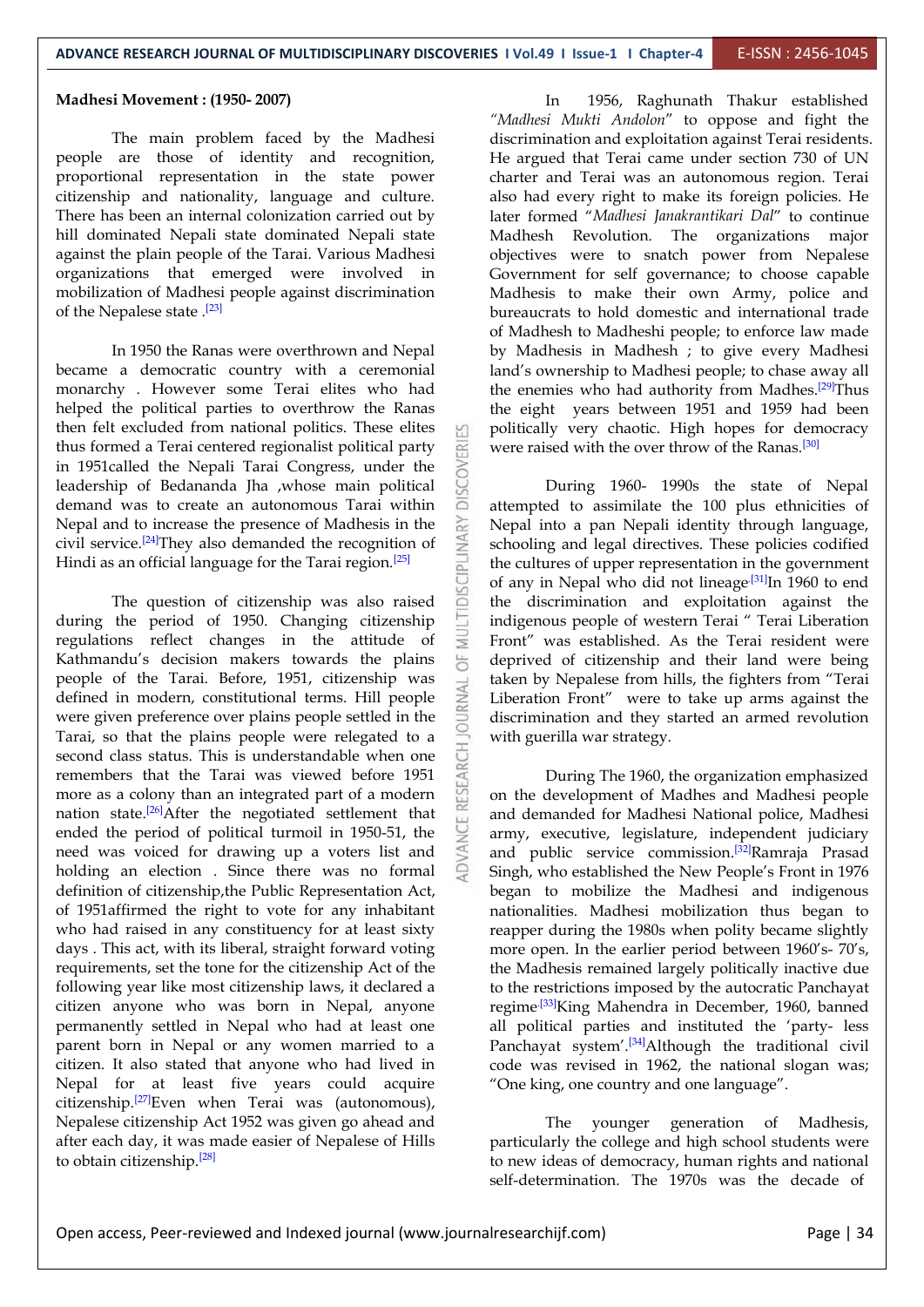**Madhesi Movement : (1950- 2007)**

The main problem faced by the Madhesi people are those of identity and recognition, proportional representation in the state power citizenship and nationality, language and culture. There has been an internal colonization carried out by hill dominated Nepali state dominated Nepali state against the plain people of the Tarai. Various Madhesi organizations that emerged were involved in mobilization of Madhesi people against discrimination of the Nepalese state .[23]

In 1950 the Ranas were overthrown and Nepal became a democratic country with a ceremonial monarchy . However some Terai elites who had helped the political parties to overthrow the Ranas then felt excluded from national politics. These elites thus formed a Terai centered regionalist political party in 1951called the Nepali Tarai Congress, under the leadership of Bedananda Jha ,whose main political demand was to create an autonomous Tarai within Nepal and to increase the presence of Madhesis in the civil service.[24]They also demanded the recognition of Hindi as an official language for the Tarai region.[25]

The question of citizenship was also raised during the period of 1950. Changing citizenship regulations reflect changes in the attitude of Kathmandu's decision makers towards the plains people of the Tarai. Before, 1951, citizenship was defined in modern, constitutional terms. Hill people were given preference over plains people settled in the Tarai, so that the plains people were relegated to a second class status. This is understandable when one remembers that the Tarai was viewed before 1951 more as a colony than an integrated part of a modern nation state.[26]After the negotiated settlement that ended the period of political turmoil in 1950-51, the need was voiced for drawing up a voters list and holding an election . Since there was no formal definition of citizenship,the Public Representation Act, of 1951affirmed the right to vote for any inhabitant who had raised in any constituency for at least sixty days . This act, with its liberal, straight forward voting requirements, set the tone for the citizenship Act of the following year like most citizenship laws, it declared a citizen anyone who was born in Nepal, anyone permanently settled in Nepal who had at least one parent born in Nepal or any women married to a citizen. It also stated that anyone who had lived in Nepal for at least five years could acquire citizenship.[27]Even when Terai was (autonomous), Nepalese citizenship Act 1952 was given go ahead and after each day, it was made easier of Nepalese of Hills to obtain citizenship.[28]

In 1956, Raghunath Thakur established *"Madhesi Mukti Andolon"* to oppose and fight the discrimination and exploitation against Terai residents. He argued that Terai came under section 730 of UN charter and Terai was an autonomous region. Terai also had every right to make its foreign policies. He later formed "*Madhesi Janakrantikari Dal*" to continue Madhesh Revolution. The organizations major objectives were to snatch power from Nepalese Government for self governance; to choose capable Madhesis to make their own Army, police and bureaucrats to hold domestic and international trade of Madhesh to Madheshi people; to enforce law made by Madhesis in Madhesh ; to give every Madhesi land's ownership to Madhesi people; to chase away all the enemies who had authority from Madhes.[29]Thus the eight years between 1951 and 1959 had been politically very chaotic. High hopes for democracy were raised with the over throw of the Ranas.[30]

During 1960- 1990s the state of Nepal attempted to assimilate the 100 plus ethnicities of Nepal into a pan Nepali identity through language, schooling and legal directives. These policies codified the cultures of upper representation in the government of any in Nepal who did not lineage.[31]In 1960 to end the discrimination and exploitation against the indigenous people of western Terai " Terai Liberation Front" was established. As the Terai resident were deprived of citizenship and their land were being taken by Nepalese from hills, the fighters from "Terai Liberation Front" were to take up arms against the discrimination and they started an armed revolution with guerilla war strategy.

During The 1960, the organization emphasized on the development of Madhes and Madhesi people and demanded for Madhesi National police, Madhesi army, executive, legislature, independent judiciary and public service commission.[32]Ramraja Prasad Singh, who established the New People's Front in 1976 began to mobilize the Madhesi and indigenous nationalities. Madhesi mobilization thus began to reapper during the 1980s when polity became slightly more open. In the earlier period between 1960's- 70's, the Madhesis remained largely politically inactive due to the restrictions imposed by the autocratic Panchayat regime.[33]King Mahendra in December, 1960, banned all political parties and instituted the 'party- less Panchayat system'.[34]Although the traditional civil code was revised in 1962, the national slogan was; "One king, one country and one language".

The younger generation of Madhesis, particularly the college and high school students were to new ideas of democracy, human rights and national self-determination. The 1970s was the decade of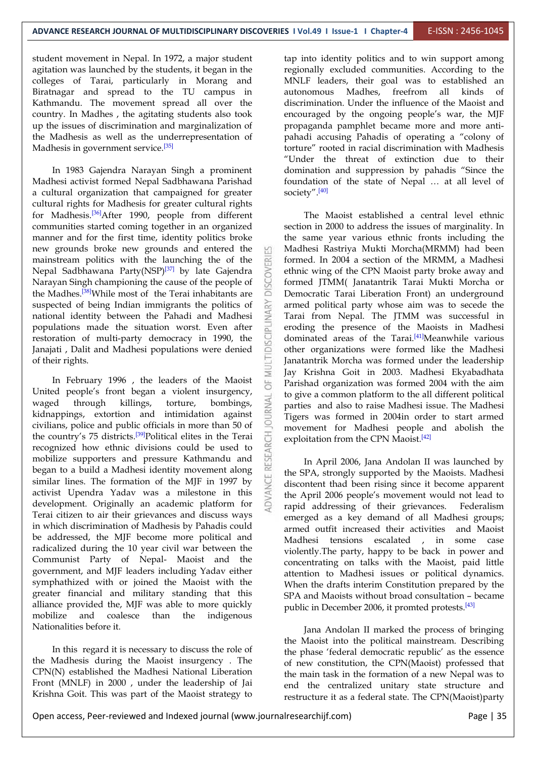student movement in Nepal. In 1972, a major student agitation was launched by the students, it began in the colleges of Tarai, particularly in Morang and Biratnagar and spread to the TU campus in Kathmandu. The movement spread all over the country. In Madhes , the agitating students also took up the issues of discrimination and marginalization of the Madhesis as well as the underrepresentation of Madhesis in government service.[35]

In 1983 Gajendra Narayan Singh a prominent Madhesi activist formed Nepal Sadbhawana Parishad a cultural organization that campaigned for greater cultural rights for Madhesis for greater cultural rights for Madhesis.[36]After 1990, people from different communities started coming together in an organized manner and for the first time, identity politics broke new grounds broke new grounds and entered the mainstream politics with the launching of the Nepal Sadbhawana Party(NSP)[37] by late Gajendra Narayan Singh championing the cause of the people of the Madhes.[38]While most of the Terai inhabitants are suspected of being Indian immigrants the politics of national identity between the Pahadi and Madhesi populations made the situation worst. Even after restoration of multi-party democracy in 1990, the Janajati , Dalit and Madhesi populations were denied of their rights.

In February 1996 , the leaders of the Maoist United people's front began a violent insurgency, waged through killings, torture, bombings, kidnappings, extortion and intimidation against civilians, police and public officials in more than 50 of the country's 75 districts.[39]Political elites in the Terai recognized how ethnic divisions could be used to mobilize supporters and pressure Kathmandu and began to a build a Madhesi identity movement along similar lines. The formation of the MJF in 1997 by activist Upendra Yadav was a milestone in this development. Originally an academic platform for Terai citizen to air their grievances and discuss ways in which discrimination of Madhesis by Pahadis could be addressed, the MJF become more political and radicalized during the 10 year civil war between the Communist Party of Nepal- Maoist and the government, and MJF leaders including Yadav either symphathized with or joined the Maoist with the greater financial and military standing that this alliance provided the, MJF was able to more quickly mobilize and coalesce than the indigenous Nationalities before it.

In this regard it is necessary to discuss the role of the Madhesis during the Maoist insurgency . The CPN(N) established the Madhesi National Liberation Front (MNLF) in 2000 , under the leadership of Jai Krishna Goit. This was part of the Maoist strategy to tap into identity politics and to win support among regionally excluded communities. According to the MNLF leaders, their goal was to established an autonomous Madhes, freefrom all kinds of discrimination. Under the influence of the Maoist and encouraged by the ongoing people's war, the MJF propaganda pamphlet became more and more anti-pahadi accusing Pahadis of operating a "colony of torture" rooted in racial discrimination with Madhesis "Under the threat of extinction due to their domination and suppression by pahadis "Since the foundation of the state of Nepal … at all level of society".[40]

The Maoist established a central level ethnic section in 2000 to address the issues of marginality. In the same year various ethnic fronts including the Madhesi Rastriya Mukti Morcha(MRMM) had been formed. In 2004 a section of the MRMM, a Madhesi ethnic wing of the CPN Maoist party broke away and formed JTMM( Janatantrik Tarai Mukti Morcha or Democratic Tarai Liberation Front) an underground armed political party whose aim was to secede the Tarai from Nepal. The JTMM was successful in eroding the presence of the Maoists in Madhesi dominated areas of the Tarai.[41]Meanwhile various other organizations were formed like the Madhesi Janatantrik Morcha was formed under the leadership Jay Krishna Goit in 2003. Madhesi Ekyabadhata Parishad organization was formed 2004 with the aim to give a common platform to the all different political parties and also to raise Madhesi issue. The Madhesi Tigers was formed in 2004in order to start armed movement for Madhesi people and abolish the exploitation from the CPN Maoist.[42]

In April 2006, Jana Andolan II was launched by the SPA, strongly supported by the Maoists. Madhesi discontent thad been rising since it become apparent the April 2006 people's movement would not lead to rapid addressing of their grievances. Federalism emerged as a key demand of all Madhesi groups; armed outfit increased their activities and Maoist Madhesi tensions escalated , in some case violently.The party, happy to be back in power and concentrating on talks with the Maoist, paid little attention to Madhesi issues or political dynamics. When the drafts interim Constitution prepared by the SPA and Maoists without broad consultation – became public in December 2006, it promted protests.[43]

Jana Andolan II marked the process of bringing the Maoist into the political mainstream. Describing the phase 'federal democratic republic' as the essence of new constitution, the CPN(Maoist) professed that the main task in the formation of a new Nepal was to end the centralized unitary state structure and restructure it as a federal state. The CPN(Maoist)party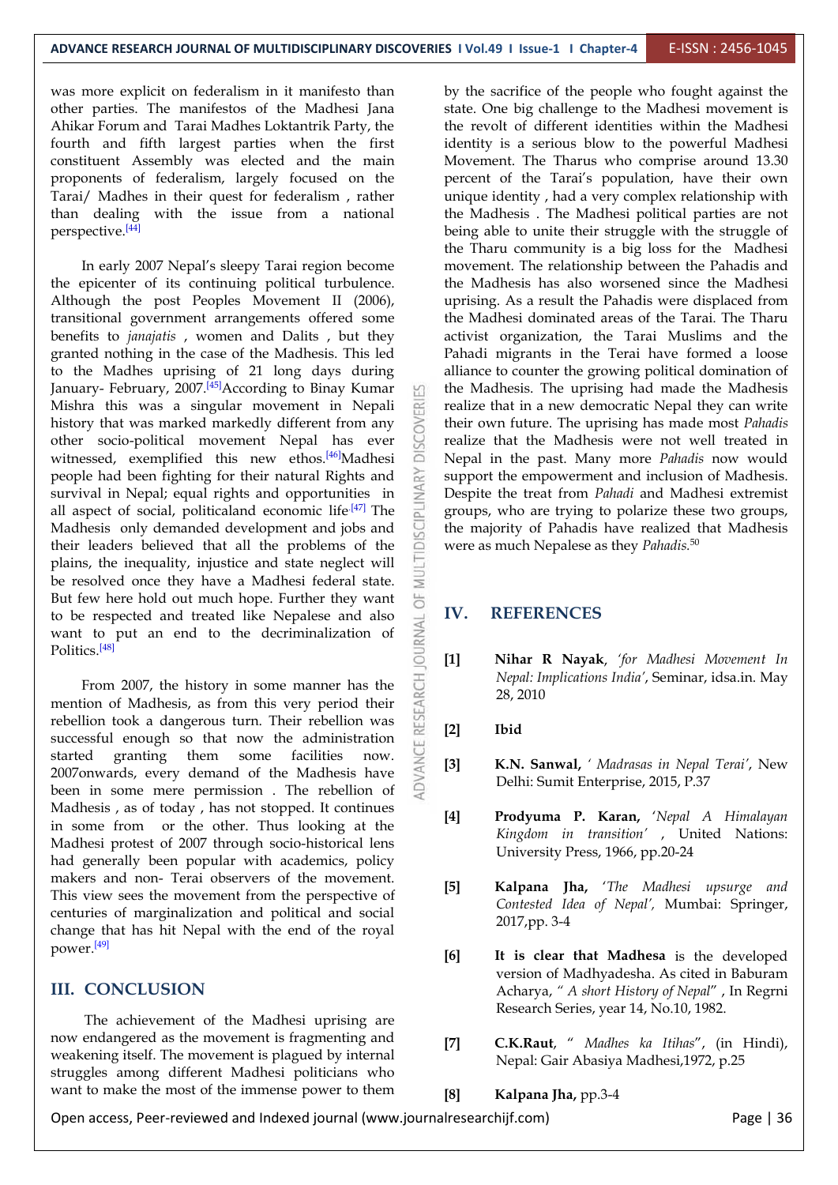was more explicit on federalism in it manifesto than other parties. The manifestos of the Madhesi Jana Ahikar Forum and Tarai Madhes Loktantrik Party, the fourth and fifth largest parties when the first constituent Assembly was elected and the main proponents of federalism, largely focused on the Tarai/ Madhes in their quest for federalism , rather than dealing with the issue from a national perspective.[44]

In early 2007 Nepal's sleepy Tarai region become the epicenter of its continuing political turbulence. Although the post Peoples Movement II (2006), transitional government arrangements offered some benefits to *janajatis* , women and Dalits , but they granted nothing in the case of the Madhesis. This led to the Madhes uprising of 21 long days during January- February, 2007.[45]According to Binay Kumar Mishra this was a singular movement in Nepali history that was marked markedly different from any other socio-political movement Nepal has ever witnessed, exemplified this new ethos.[46]Madhesi people had been fighting for their natural Rights and survival in Nepal; equal rights and opportunities in all aspect of social, politicaland economic life.[47] The Madhesis only demanded development and jobs and their leaders believed that all the problems of the plains, the inequality, injustice and state neglect will be resolved once they have a Madhesi federal state. But few here hold out much hope. Further they want to be respected and treated like Nepalese and also want to put an end to the decriminalization of Politics.[48]

From 2007, the history in some manner has the mention of Madhesis, as from this very period their rebellion took a dangerous turn. Their rebellion was successful enough so that now the administration started granting them some facilities now. 2007onwards, every demand of the Madhesis have been in some mere permission . The rebellion of Madhesis , as of today , has not stopped. It continues in some from or the other. Thus looking at the Madhesi protest of 2007 through socio-historical lens had generally been popular with academics, policy makers and non- Terai observers of the movement. This view sees the movement from the perspective of centuries of marginalization and political and social change that has hit Nepal with the end of the royal power.[49]

## III. CONCLUSION

The achievement of the Madhesi uprising are now endangered as the movement is fragmenting and weakening itself. The movement is plagued by internal struggles among different Madhesi politicians who want to make the most of the immense power to them by the sacrifice of the people who fought against the state. One big challenge to the Madhesi movement is the revolt of different identities within the Madhesi identity is a serious blow to the powerful Madhesi Movement. The Tharus who comprise around 13.30 percent of the Tarai's population, have their own unique identity , had a very complex relationship with the Madhesis . The Madhesi political parties are not being able to unite their struggle with the struggle of the Tharu community is a big loss for the Madhesi movement. The relationship between the Pahadis and the Madhesis has also worsened since the Madhesi uprising. As a result the Pahadis were displaced from the Madhesi dominated areas of the Tarai. The Tharu activist organization, the Tarai Muslims and the Pahadi migrants in the Terai have formed a loose alliance to counter the growing political domination of the Madhesis. The uprising had made the Madhesis realize that in a new democratic Nepal they can write their own future. The uprising has made most *Pahadis* realize that the Madhesis were not well treated in Nepal in the past. Many more *Pahadis* now would support the empowerment and inclusion of Madhesis. Despite the treat from *Pahadi* and Madhesi extremist groups, who are trying to polarize these two groups, the majority of Pahadis have realized that Madhesis were as much Nepalese as they *Pahadis*.[50]

## IV. REFERENCES

[1] **Nihar R Nayak**, *'for Madhesi Movement In Nepal: Implications India'*, Seminar, idsa.in. May 28, 2010

[2] **Ibid**

[3] **K.N. Sanwal,** *' Madrasas in Nepal Terai'*, New Delhi: Sumit Enterprise, 2015, P.37

[4] **Prodyuma P. Karan,** *'Nepal A Himalayan Kingdom in transition'* , United Nations: University Press, 1966, pp.20-24

[5] **Kalpana Jha,** *'The Madhesi upsurge and Contested Idea of Nepal',* Mumbai: Springer, 2017,pp. 3-4

[6] **It is clear that Madhesa** is the developed version of Madhyadesha. As cited in Baburam Acharya, *" A short History of Nepal*" , In Regrni Research Series, year 14, No.10, 1982.

[7] **C.K.Raut**, " *Madhes ka Itihas*", (in Hindi), Nepal: Gair Abasiya Madhesi,1972, p.25

[8] **Kalpana Jha,** pp.3-4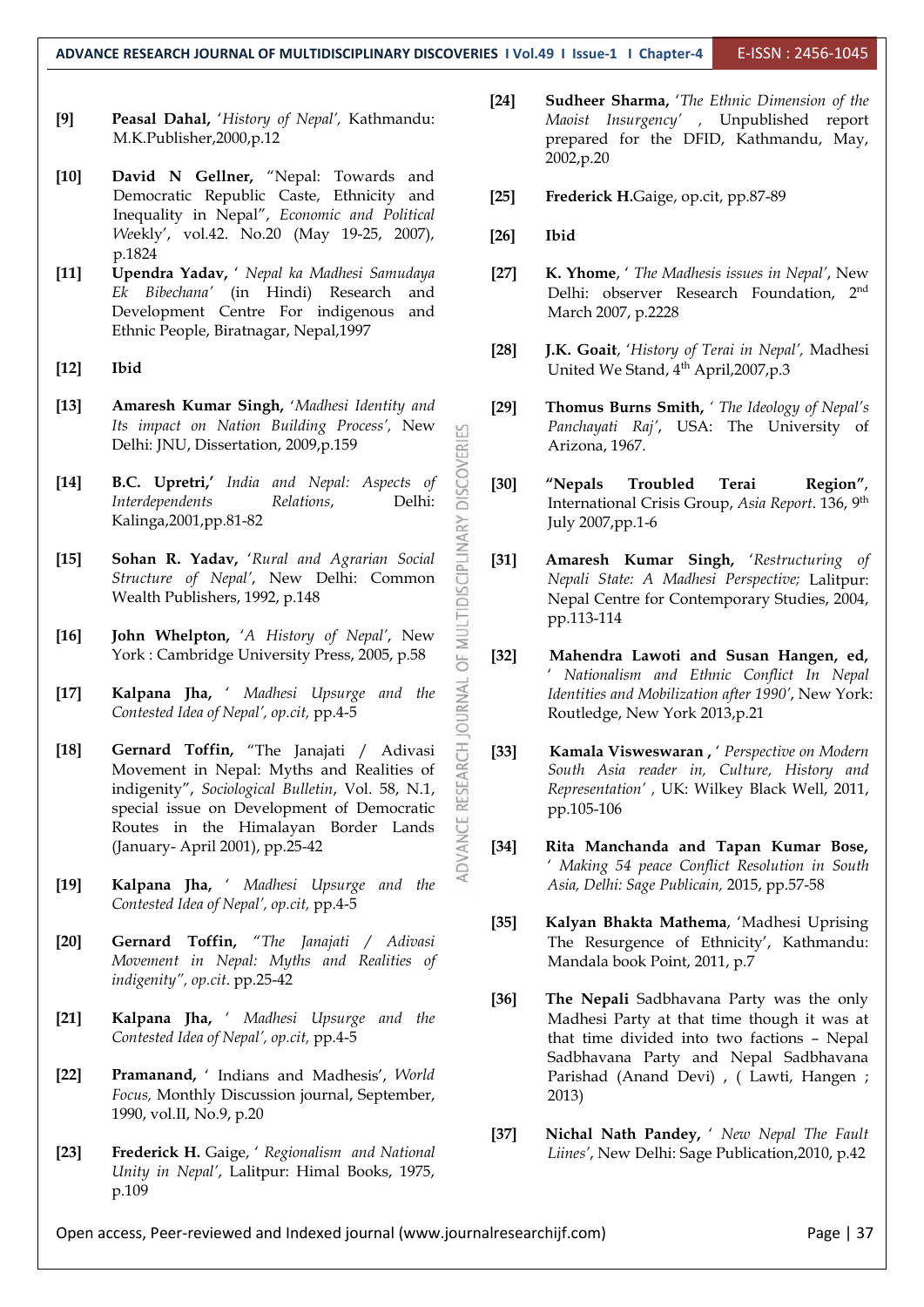[9] **Peasal Dahal,** '*History of Nepal',* Kathmandu: M.K.Publisher,2000,p.12

[10] **David N Gellner,** "Nepal: Towards and Democratic Republic Caste, Ethnicity and Inequality in Nepal", *Economic and Political Weekly*', vol.42. No.20 (May 19-25, 2007), p.1824

[11] **Upendra Yadav,** ' *Nepal ka Madhesi Samudaya Ek Bibechana'* (in Hindi) Research and Development Centre For indigenous and Ethnic People, Biratnagar, Nepal,1997

[12] **Ibid**

[13] **Amaresh Kumar Singh,** '*Madhesi Identity and Its impact on Nation Building Process',* New Delhi: JNU, Dissertation, 2009,p.159

[14] **B.C. Upretri,'** *India and Nepal: Aspects of Interdependents Relations*, Delhi: Kalinga,2001,pp.81-82

[15] **Sohan R. Yadav,** '*Rural and Agrarian Social Structure of Nepal'*, New Delhi: Common Wealth Publishers, 1992, p.148

[16] **John Whelpton,** '*A History of Nepal'*, New York : Cambridge University Press, 2005, p.58

[17] **Kalpana Jha,** ' *Madhesi Upsurge and the Contested Idea of Nepal', op.cit,* pp.4-5

[18] **Gernard Toffin,** "The Janajati / Adivasi Movement in Nepal: Myths and Realities of indigenity", *Sociological Bulletin*, Vol. 58, N.1, special issue on Development of Democratic Routes in the Himalayan Border Lands (January- April 2001), pp.25-42

[19] **Kalpana Jha,** ' *Madhesi Upsurge and the Contested Idea of Nepal', op.cit,* pp.4-5

[20] **Gernard Toffin,** "*The Janajati / Adivasi Movement in Nepal: Myths and Realities of indigenity", op.cit.* pp.25-42

[21] **Kalpana Jha,** ' *Madhesi Upsurge and the Contested Idea of Nepal', op.cit,* pp.4-5

[22] **Pramanand,** ' Indians and Madhesis', *World Focus,* Monthly Discussion journal, September, 1990, vol.II, No.9, p.20

[23] **Frederick H.** Gaige, ' *Regionalism and National Unity in Nepal'*, Lalitpur: Himal Books, 1975, p.109

[24] **Sudheer Sharma,** '*The Ethnic Dimension of the Maoist Insurgency'* , Unpublished report prepared for the DFID, Kathmandu, May, 2002,p.20

[25] **Frederick H.**Gaige, op.cit, pp.87-89

[26] **Ibid**

[27] **K. Yhome**, ' *The Madhesis issues in Nepal'*, New Delhi: observer Research Foundation, 2nd March 2007, p.2228

[28] **J.K. Goait**, '*History of Terai in Nepal',* Madhesi United We Stand, 4th April,2007,p.3

[29] **Thomus Burns Smith,** ' *The Ideology of Nepal's Panchayati Raj'*, USA: The University of Arizona, 1967.

[30] **"Nepals Troubled Terai Region"**, International Crisis Group, *Asia Report*. 136, 9th July 2007,pp.1-6

[31] **Amaresh Kumar Singh,** '*Restructuring of Nepali State: A Madhesi Perspective;* Lalitpur: Nepal Centre for Contemporary Studies, 2004, pp.113-114

[32] **Mahendra Lawoti and Susan Hangen, ed,** ' *Nationalism and Ethnic Conflict In Nepal Identities and Mobilization after 1990'*, New York: Routledge, New York 2013,p.21

[33] **Kamala Visweswaran ,** ' *Perspective on Modern South Asia reader in, Culture, History and Representation'* , UK: Wilkey Black Well, 2011, pp.105-106

[34] **Rita Manchanda and Tapan Kumar Bose,** ' *Making 54 peace Conflict Resolution in South Asia, Delhi: Sage Publicain,* 2015, pp.57-58

[35] **Kalyan Bhakta Mathema**, 'Madhesi Uprising The Resurgence of Ethnicity', Kathmandu: Mandala book Point, 2011, p.7

[36] **The Nepali** Sadbhavana Party was the only Madhesi Party at that time though it was at that time divided into two factions – Nepal Sadbhavana Party and Nepal Sadbhavana Parishad (Anand Devi) , ( Lawti, Hangen ; 2013)

[37] **Nichal Nath Pandey,** ' *New Nepal The Fault Liines'*, New Delhi: Sage Publication,2010, p.42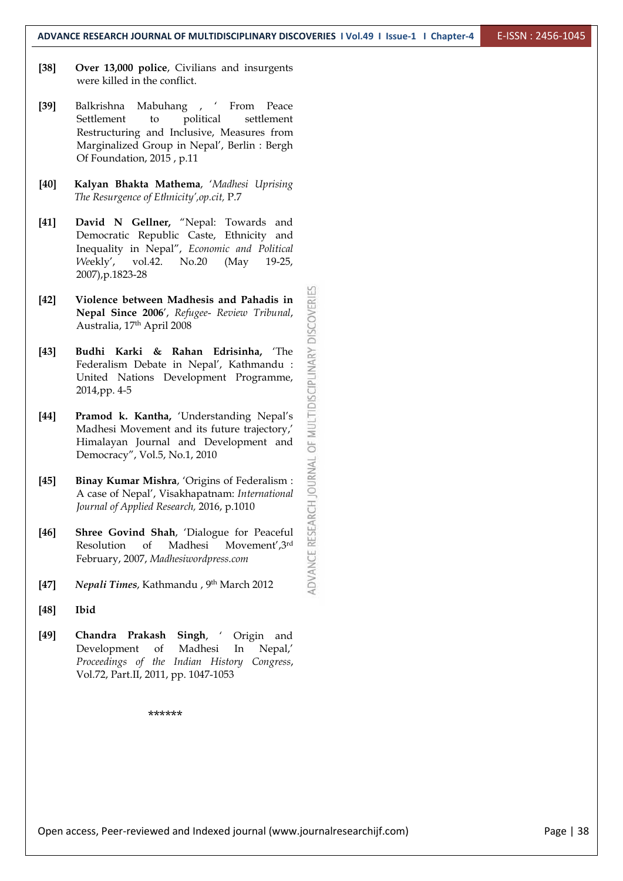[38] **Over 13,000 police**, Civilians and insurgents were killed in the conflict.

[39] Balkrishna Mabuhang , ' From Peace Settlement to political settlement Restructuring and Inclusive, Measures from Marginalized Group in Nepal', Berlin : Bergh Of Foundation, 2015 , p.11

[40] **Kalyan Bhakta Mathema**, '*Madhesi Uprising The Resurgence of Ethnicity',op.cit,* P.7

[41] **David N Gellner,** "Nepal: Towards and Democratic Republic Caste, Ethnicity and Inequality in Nepal", *Economic and Political Weekly*', vol.42. No.20 (May 19-25, 2007),p.1823-28

[42] **Violence between Madhesis and Pahadis in Nepal Since 2006**', *Refugee- Review Tribunal*, Australia, 17th April 2008

[43] **Budhi Karki & Rahan Edrisinha,** 'The Federalism Debate in Nepal', Kathmandu : United Nations Development Programme, 2014,pp. 4-5

[44] **Pramod k. Kantha,** 'Understanding Nepal's Madhesi Movement and its future trajectory,' Himalayan Journal and Development and Democracy", Vol.5, No.1, 2010

[45] **Binay Kumar Mishra**, 'Origins of Federalism : A case of Nepal', Visakhapatnam: *International Journal of Applied Research,* 2016, p.1010

[46] **Shree Govind Shah**, 'Dialogue for Peaceful Resolution of Madhesi Movement',3rd February, 2007, *Madhesiwordpress.com*

[47] ***Nepali Times***, Kathmandu , 9th March 2012

[48] **Ibid**

[49] **Chandra Prakash Singh**, ' Origin and Development of Madhesi In Nepal,' *Proceedings of the Indian History Congress*, Vol.72, Part.II, 2011, pp. 1047-1053

******